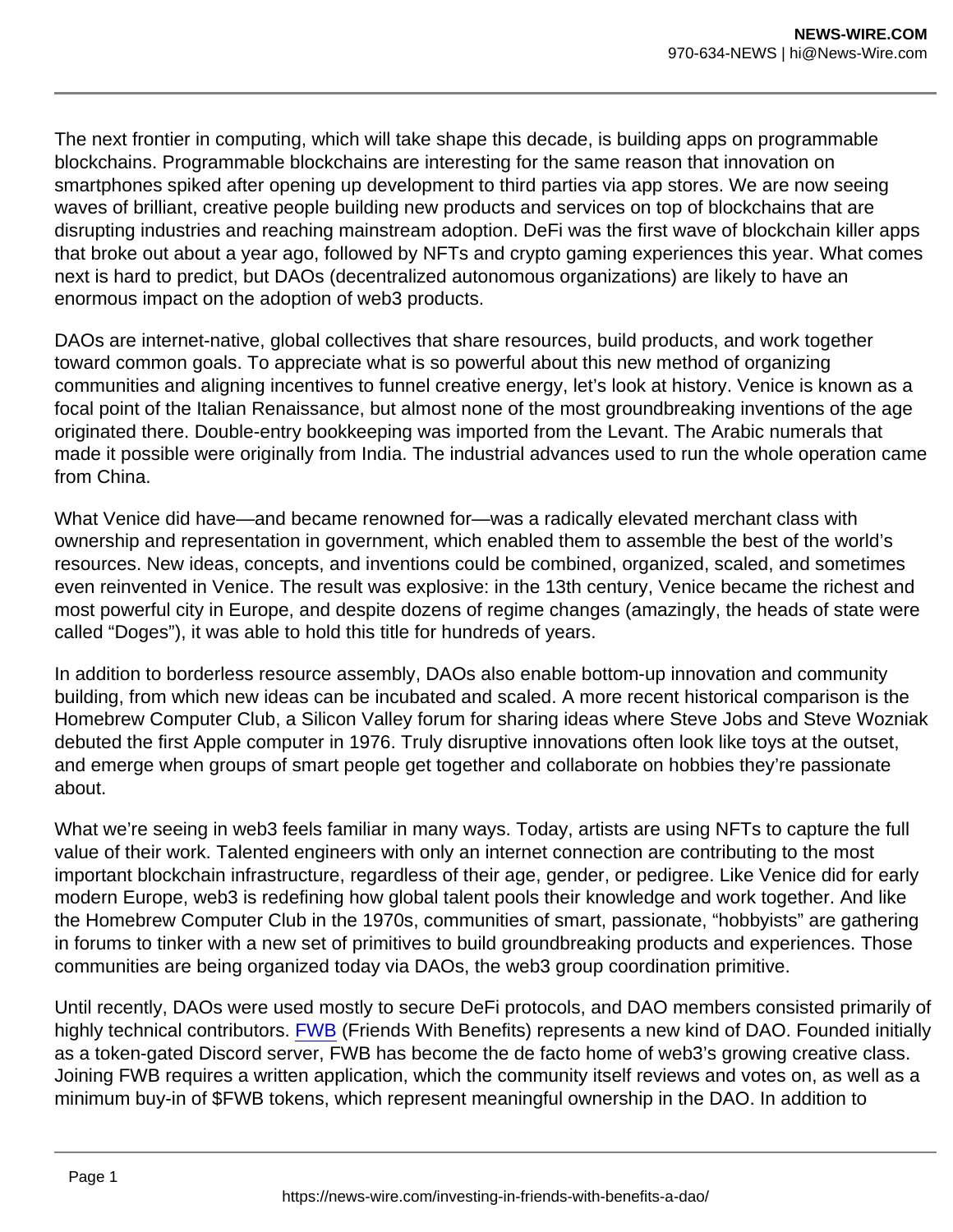The next frontier in computing, which will take shape this decade, is building apps on programmable blockchains. Programmable blockchains are interesting for the same reason that innovation on smartphones spiked after opening up development to third parties via app stores. We are now seeing waves of brilliant, creative people building new products and services on top of blockchains that are disrupting industries and reaching mainstream adoption. DeFi was the first wave of blockchain killer apps that broke out about a year ago, followed by NFTs and crypto gaming experiences this year. What comes next is hard to predict, but DAOs (decentralized autonomous organizations) are likely to have an enormous impact on the adoption of web3 products.

DAOs are internet-native, global collectives that share resources, build products, and work together toward common goals. To appreciate what is so powerful about this new method of organizing communities and aligning incentives to funnel creative energy, let's look at history. Venice is known as a focal point of the Italian Renaissance, but almost none of the most groundbreaking inventions of the age originated there. Double-entry bookkeeping was imported from the Levant. The Arabic numerals that made it possible were originally from India. The industrial advances used to run the whole operation came from China.

What Venice did have—and became renowned for—was a radically elevated merchant class with ownership and representation in government, which enabled them to assemble the best of the world's resources. New ideas, concepts, and inventions could be combined, organized, scaled, and sometimes even reinvented in Venice. The result was explosive: in the 13th century, Venice became the richest and most powerful city in Europe, and despite dozens of regime changes (amazingly, the heads of state were called "Doges"), it was able to hold this title for hundreds of years.

In addition to borderless resource assembly, DAOs also enable bottom-up innovation and community building, from which new ideas can be incubated and scaled. A more recent historical comparison is the Homebrew Computer Club, a Silicon Valley forum for sharing ideas where Steve Jobs and Steve Wozniak debuted the first Apple computer in 1976. Truly disruptive innovations often look like toys at the outset, and emerge when groups of smart people get together and collaborate on hobbies they're passionate about.

What we're seeing in web3 feels familiar in many ways. Today, artists are using NFTs to capture the full value of their work. Talented engineers with only an internet connection are contributing to the most important blockchain infrastructure, regardless of their age, gender, or pedigree. Like Venice did for early modern Europe, web3 is redefining how global talent pools their knowledge and work together. And like the Homebrew Computer Club in the 1970s, communities of smart, passionate, "hobbyists" are gathering in forums to tinker with a new set of primitives to build groundbreaking products and experiences. Those communities are being organized today via DAOs, the web3 group coordination primitive.

Until recently, DAOs were used mostly to secure DeFi protocols, and DAO members consisted primarily of highly technical contributors. FWB (Friends With Benefits) represents a new kind of DAO. Founded initially as a token-gated Discord server, FWB has become the de facto home of web3's growing creative class. Joining FWB requires a written application, which the community itself reviews and votes on, as well as a minimum buy-in of $FWB tokens, which represent meaningful ownership in the DAO. In addition to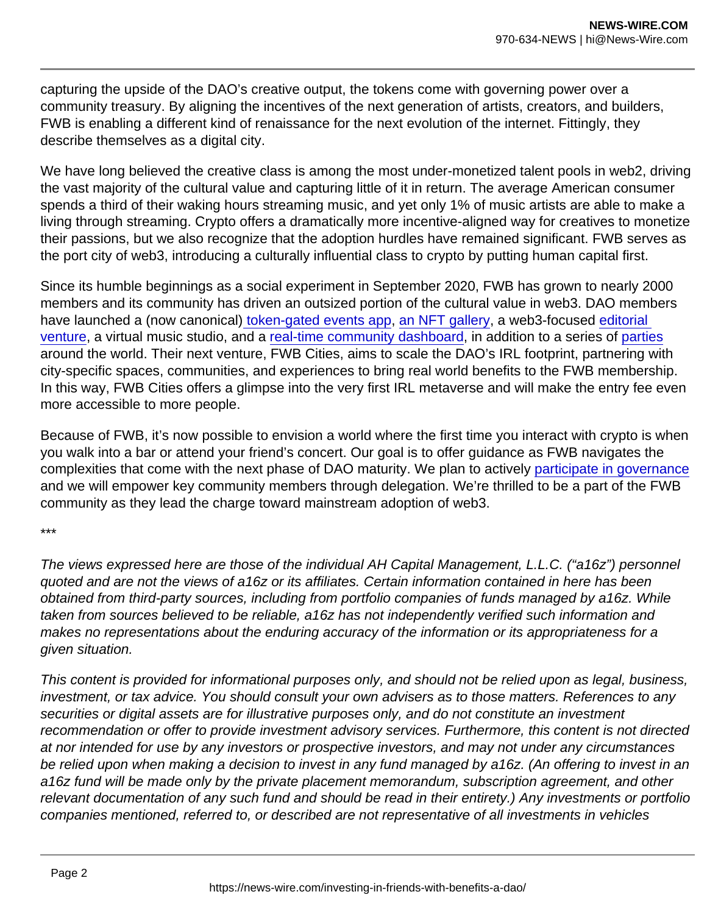capturing the upside of the DAO's creative output, the tokens come with governing power over a community treasury. By aligning the incentives of the next generation of artists, creators, and builders, FWB is enabling a different kind of renaissance for the next evolution of the internet. Fittingly, they describe themselves as a digital city.

We have long believed the creative class is among the most under-monetized talent pools in web2, driving the vast majority of the cultural value and capturing little of it in return. The average American consumer spends a third of their waking hours streaming music, and yet only 1% of music artists are able to make a living through streaming. Crypto offers a dramatically more incentive-aligned way for creatives to monetize their passions, but we also recognize that the adoption hurdles have remained significant. FWB serves as the port city of web3, introducing a culturally influential class to crypto by putting human capital first.

Since its humble beginnings as a social experiment in September 2020, FWB has grown to nearly 2000 members and its community has driven an outsized portion of the cultural value in web3. DAO members have launched a (now canonical) token-gated events app, an NFT gallery, a web3-focused editorial venture, a virtual music studio, and a real-time community dashboard, in addition to a series of parties around the world. Their next venture, FWB Cities, aims to scale the DAO's IRL footprint, partnering with city-specific spaces, communities, and experiences to bring real world benefits to the FWB membership. In this way, FWB Cities offers a glimpse into the very first IRL metaverse and will make the entry fee even more accessible to more people.

Because of FWB, it's now possible to envision a world where the first time you interact with crypto is when you walk into a bar or attend your friend's concert. Our goal is to offer guidance as FWB navigates the complexities that come with the next phase of DAO maturity. We plan to actively participate in governance and we will empower key community members through delegation. We're thrilled to be a part of the FWB community as they lead the charge toward mainstream adoption of web3.

***

*The views expressed here are those of the individual AH Capital Management, L.L.C. ("a16z") personnel quoted and are not the views of a16z or its affiliates. Certain information contained in here has been obtained from third-party sources, including from portfolio companies of funds managed by a16z. While taken from sources believed to be reliable, a16z has not independently verified such information and makes no representations about the enduring accuracy of the information or its appropriateness for a given situation.*

*This content is provided for informational purposes only, and should not be relied upon as legal, business, investment, or tax advice. You should consult your own advisers as to those matters. References to any securities or digital assets are for illustrative purposes only, and do not constitute an investment recommendation or offer to provide investment advisory services. Furthermore, this content is not directed at nor intended for use by any investors or prospective investors, and may not under any circumstances be relied upon when making a decision to invest in any fund managed by a16z. (An offering to invest in an a16z fund will be made only by the private placement memorandum, subscription agreement, and other relevant documentation of any such fund and should be read in their entirety.) Any investments or portfolio companies mentioned, referred to, or described are not representative of all investments in vehicles*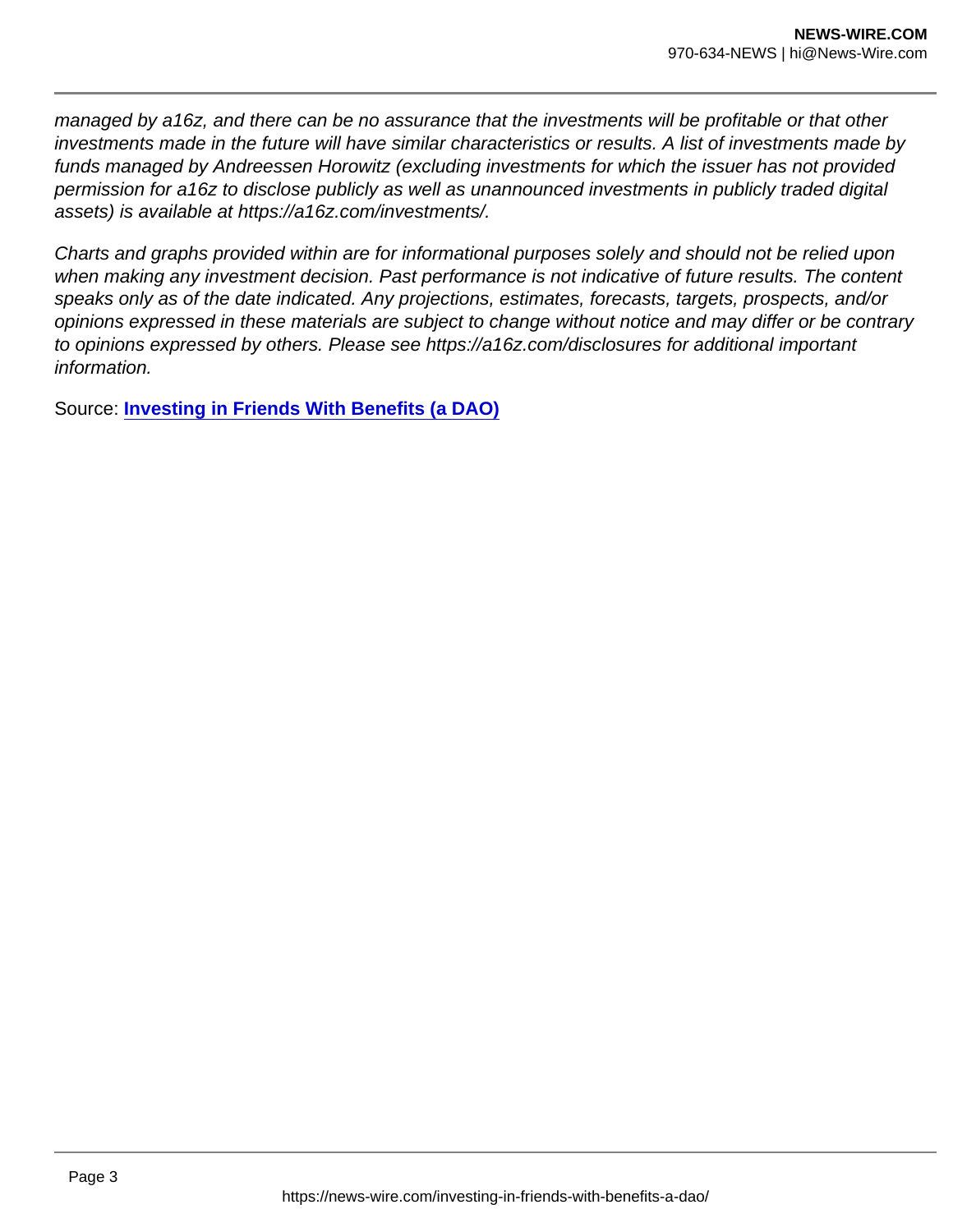*managed by a16z, and there can be no assurance that the investments will be profitable or that other investments made in the future will have similar characteristics or results. A list of investments made by funds managed by Andreessen Horowitz (excluding investments for which the issuer has not provided permission for a16z to disclose publicly as well as unannounced investments in publicly traded digital assets) is available at https://a16z.com/investments/.*

*Charts and graphs provided within are for informational purposes solely and should not be relied upon when making any investment decision. Past performance is not indicative of future results. The content speaks only as of the date indicated. Any projections, estimates, forecasts, targets, prospects, and/or opinions expressed in these materials are subject to change without notice and may differ or be contrary to opinions expressed by others. Please see https://a16z.com/disclosures for additional important information.*

Source: **Investing in Friends With Benefits (a DAO)**